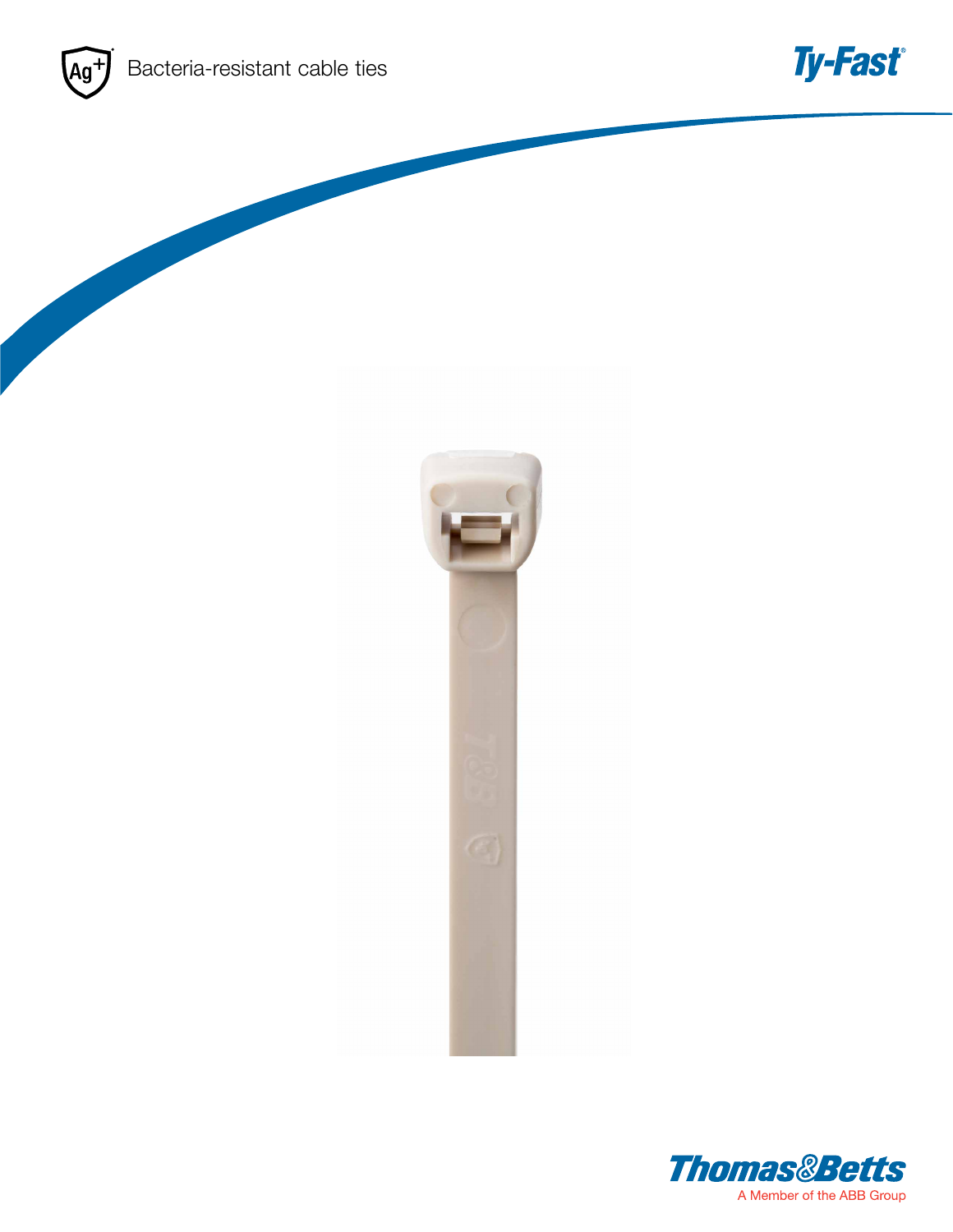Bacteria-resistant cable ties

Ty-Fast®

Thomas&Betts

A Member of the ABB Group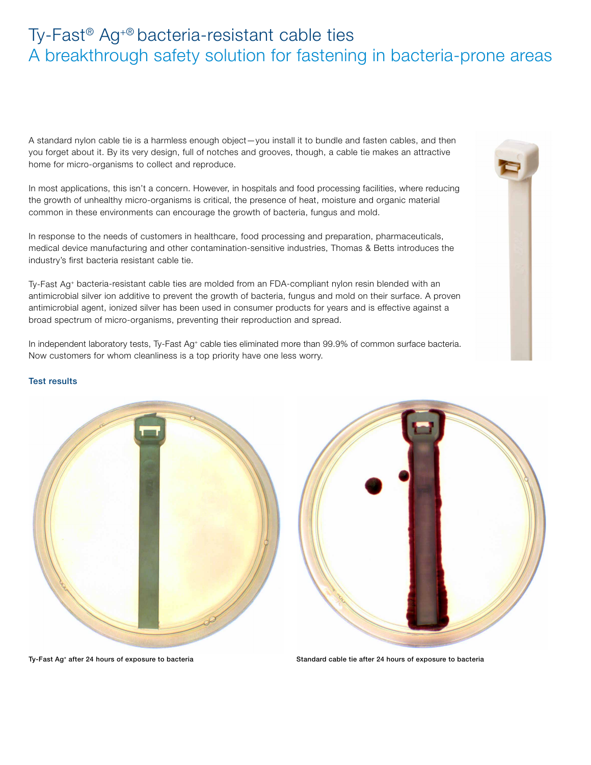# Ty-Fast® Ag+® bacteria-resistant cable ties

## A breakthrough safety solution for fastening in bacteria-prone areas

A standard nylon cable tie is a harmless enough object—you install it to bundle and fasten cables, and then you forget about it. By its very design, full of notches and grooves, though, a cable tie makes an attractive home for micro-organisms to collect and reproduce.

In most applications, this isn't a concern. However, in hospitals and food processing facilities, where reducing the growth of unhealthy micro-organisms is critical, the presence of heat, moisture and organic material common in these environments can encourage the growth of bacteria, fungus and mold.

In response to the needs of customers in healthcare, food processing and preparation, pharmaceuticals, medical device manufacturing and other contamination-sensitive industries, Thomas & Betts introduces the industry's first bacteria resistant cable tie.

Ty-Fast $Ag^+$ bacteria-resistant cable ties are molded from an FDA-compliant nylon resin blended with an antimicrobial silver ion additive to prevent the growth of bacteria, fungus and mold on their surface. A proven antimicrobial agent, ionized silver has been used in consumer products for years and is effective against a broad spectrum of micro-organisms, preventing their reproduction and spread.

In independent laboratory tests, Ty-Fast $Ag^+$ cable ties eliminated more than 99.9% of common surface bacteria. Now customers for whom cleanliness is a top priority have one less worry.

### Test results

**Ty-Fast $Ag^+$ after 24 hours of exposure to bacteria**

**Standard cable tie after 24 hours of exposure to bacteria**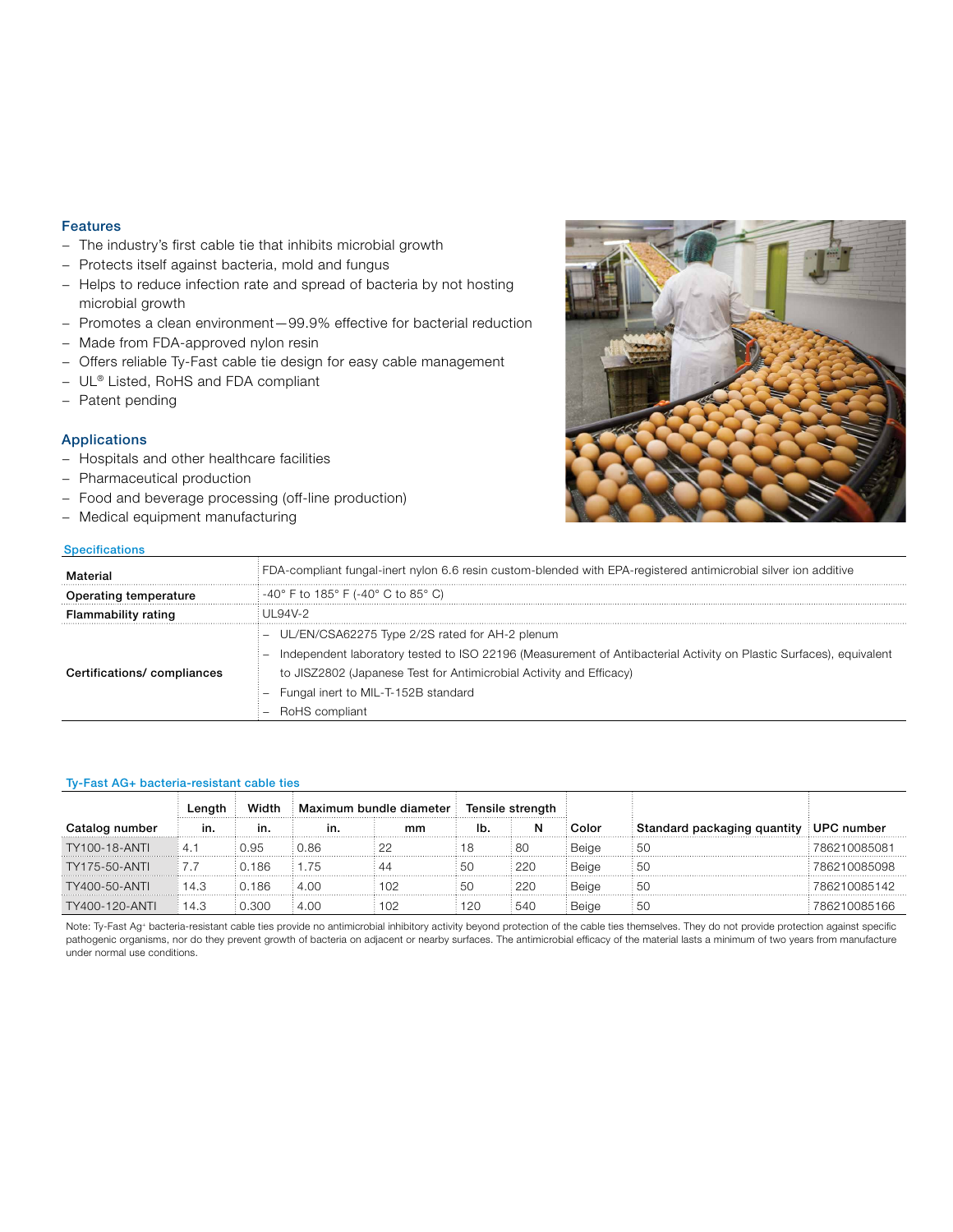## Features

- The industry's first cable tie that inhibits microbial growth
- Protects itself against bacteria, mold and fungus
- Helps to reduce infection rate and spread of bacteria by not hosting microbial growth
- Promotes a clean environment—99.9% effective for bacterial reduction
- Made from FDA-approved nylon resin
- Offers reliable Ty-Fast cable tie design for easy cable management
- UL® Listed, RoHS and FDA compliant
- Patent pending

## Applications

- Hospitals and other healthcare facilities
- Pharmaceutical production
- Food and beverage processing (off-line production)
- Medical equipment manufacturing

### Specifications

| | |
|---|---|
| **Material** | FDA-compliant fungal-inert nylon 6.6 resin custom-blended with EPA-registered antimicrobial silver ion additive |
| **Operating temperature** | -40° F to 185° F (-40° C to 85° C) |
| **Flammability rating** | UL94V-2 |
| **Certifications/ compliances** | – UL/EN/CSA62275 Type 2/2S rated for AH-2 plenum<br>– Independent laboratory tested to ISO 22196 (Measurement of Antibacterial Activity on Plastic Surfaces), equivalent to JISZ2802 (Japanese Test for Antimicrobial Activity and Efficacy)<br>– Fungal inert to MIL-T-152B standard<br>– RoHS compliant |

### Ty-Fast AG+ bacteria-resistant cable ties

| | Length | Width | Maximum bundle diameter | | Tensile strength | | | | |
|---|---|---|---|---|---|---|---|---|---|
| **Catalog number** | **in.** | **in.** | **in.** | **mm** | **lb.** | **N** | **Color** | **Standard packaging quantity** | **UPC number** |
| TY100-18-ANTI | 4.1 | 0.95 | 0.86 | 22 | 18 | 80 | Beige | 50 | 786210085081 |
| TY175-50-ANTI | 7.7 | 0.186 | 1.75 | 44 | 50 | 220 | Beige | 50 | 786210085098 |
| TY400-50-ANTI | 14.3 | 0.186 | 4.00 | 102 | 50 | 220 | Beige | 50 | 786210085142 |
| TY400-120-ANTI | 14.3 | 0.300 | 4.00 | 102 | 120 | 540 | Beige | 50 | 786210085166 |

Note: Ty-Fast Ag+ bacteria-resistant cable ties provide no antimicrobial inhibitory activity beyond protection of the cable ties themselves. They do not provide protection against specific pathogenic organisms, nor do they prevent growth of bacteria on adjacent or nearby surfaces. The antimicrobial efficacy of the material lasts a minimum of two years from manufacture under normal use conditions.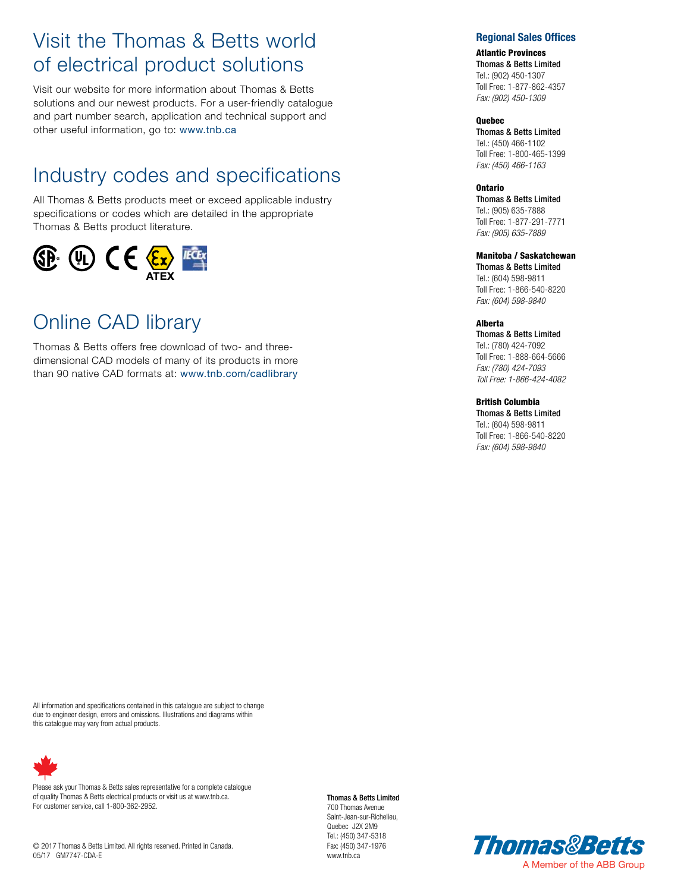# Visit the Thomas & Betts world of electrical product solutions

Visit our website for more information about Thomas & Betts solutions and our newest products. For a user-friendly catalogue and part number search, application and technical support and other useful information, go to: www.tnb.ca

# Industry codes and specifications

All Thomas & Betts products meet or exceed applicable industry specifications or codes which are detailed in the appropriate Thomas & Betts product literature.

ATEX

# Online CAD library

Thomas & Betts offers free download of two- and three-dimensional CAD models of many of its products in more than 90 native CAD formats at: www.tnb.com/cadlibrary

## Regional Sales Offices

**Atlantic Provinces**
**Thomas & Betts Limited**
Tel.: (902) 450-1307
Toll Free: 1-877-862-4357
*Fax: (902) 450-1309*

**Quebec**
**Thomas & Betts Limited**
Tel.: (450) 466-1102
Toll Free: 1-800-465-1399
*Fax: (450) 466-1163*

**Ontario**
**Thomas & Betts Limited**
Tel.: (905) 635-7888
Toll Free: 1-877-291-7771
*Fax: (905) 635-7889*

**Manitoba / Saskatchewan**
**Thomas & Betts Limited**
Tel.: (604) 598-9811
Toll Free: 1-866-540-8220
*Fax: (604) 598-9840*

**Alberta**
**Thomas & Betts Limited**
Tel.: (780) 424-7092
Toll Free: 1-888-664-5666
*Fax: (780) 424-7093*
*Toll Free: 1-866-424-4082*

**British Columbia**
**Thomas & Betts Limited**
Tel.: (604) 598-9811
Toll Free: 1-866-540-8220
*Fax: (604) 598-9840*

All information and specifications contained in this catalogue are subject to change due to engineer design, errors and omissions. Illustrations and diagrams within this catalogue may vary from actual products.

Please ask your Thomas & Betts sales representative for a complete catalogue of quality Thomas & Betts electrical products or visit us at www.tnb.ca.
For customer service, call 1-800-362-2952.

**Thomas & Betts Limited**
700 Thomas Avenue
Saint-Jean-sur-Richelieu,
Quebec J2X 2M9
Tel.: (450) 347-5318
Fax: (450) 347-1976
www.tnb.ca

© 2017 Thomas & Betts Limited. All rights reserved. Printed in Canada.
05/17 GM7747-CDA-E

Thomas&Betts
A Member of the ABB Group